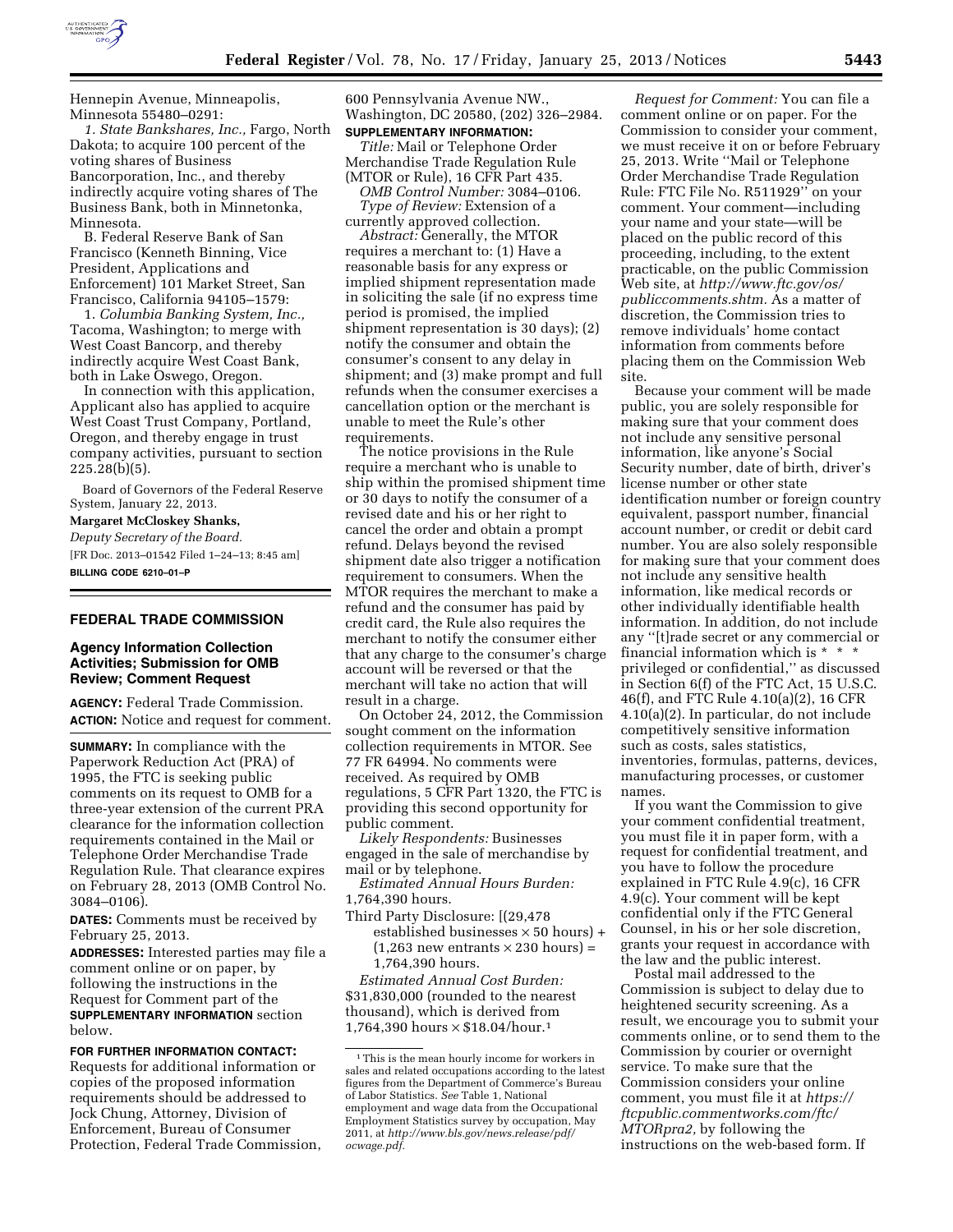Hennepin Avenue, Minneapolis, Minnesota 55480–0291:

*1. State Bankshares, Inc.,* Fargo, North Dakota; to acquire 100 percent of the voting shares of Business Bancorporation, Inc., and thereby indirectly acquire voting shares of The Business Bank, both in Minnetonka, Minnesota.

B. Federal Reserve Bank of San Francisco (Kenneth Binning, Vice President, Applications and Enforcement) 101 Market Street, San Francisco, California 94105–1579:

1. *Columbia Banking System, Inc.,* Tacoma, Washington; to merge with West Coast Bancorp, and thereby indirectly acquire West Coast Bank, both in Lake Oswego, Oregon.

In connection with this application, Applicant also has applied to acquire West Coast Trust Company, Portland, Oregon, and thereby engage in trust company activities, pursuant to section 225.28(b)(5).

Board of Governors of the Federal Reserve System, January 22, 2013.

**Margaret McCloskey Shanks,**

*Deputy Secretary of the Board.*

[FR Doc. 2013–01542 Filed 1–24–13; 8:45 am]

**BILLING CODE 6210–01–P**

## FEDERAL TRADE COMMISSION

### Agency Information Collection Activities; Submission for OMB Review; Comment Request

**AGENCY:** Federal Trade Commission.

**ACTION:** Notice and request for comment.

**SUMMARY:** In compliance with the Paperwork Reduction Act (PRA) of 1995, the FTC is seeking public comments on its request to OMB for a three-year extension of the current PRA clearance for the information collection requirements contained in the Mail or Telephone Order Merchandise Trade Regulation Rule. That clearance expires on February 28, 2013 (OMB Control No. 3084–0106).

**DATES:** Comments must be received by February 25, 2013.

**ADDRESSES:** Interested parties may file a comment online or on paper, by following the instructions in the Request for Comment part of the **SUPPLEMENTARY INFORMATION** section below.

**FOR FURTHER INFORMATION CONTACT:** Requests for additional information or copies of the proposed information requirements should be addressed to Jock Chung, Attorney, Division of Enforcement, Bureau of Consumer Protection, Federal Trade Commission, 600 Pennsylvania Avenue NW., Washington, DC 20580, (202) 326–2984.

**SUPPLEMENTARY INFORMATION:**

*Title:* Mail or Telephone Order Merchandise Trade Regulation Rule (MTOR or Rule), 16 CFR Part 435.

*OMB Control Number:* 3084–0106.

*Type of Review:* Extension of a currently approved collection.

*Abstract:* Generally, the MTOR requires a merchant to: (1) Have a reasonable basis for any express or implied shipment representation made in soliciting the sale (if no express time period is promised, the implied shipment representation is 30 days); (2) notify the consumer and obtain the consumer's consent to any delay in shipment; and (3) make prompt and full refunds when the consumer exercises a cancellation option or the merchant is unable to meet the Rule's other requirements.

The notice provisions in the Rule require a merchant who is unable to ship within the promised shipment time or 30 days to notify the consumer of a revised date and his or her right to cancel the order and obtain a prompt refund. Delays beyond the revised shipment date also trigger a notification requirement to consumers. When the MTOR requires the merchant to make a refund and the consumer has paid by credit card, the Rule also requires the merchant to notify the consumer either that any charge to the consumer's charge account will be reversed or that the merchant will take no action that will result in a charge.

On October 24, 2012, the Commission sought comment on the information collection requirements in MTOR. See 77 FR 64994. No comments were received. As required by OMB regulations, 5 CFR Part 1320, the FTC is providing this second opportunity for public comment.

*Likely Respondents:* Businesses engaged in the sale of merchandise by mail or by telephone.

*Estimated Annual Hours Burden:* 1,764,390 hours.

Third Party Disclosure: [(29,478 established businesses × 50 hours) + (1,263 new entrants × 230 hours) = 1,764,390 hours.

*Estimated Annual Cost Burden:* $31,830,000 (rounded to the nearest thousand), which is derived from 1,764,390 hours × $18.04/hour.[1]

[1] This is the mean hourly income for workers in sales and related occupations according to the latest figures from the Department of Commerce's Bureau of Labor Statistics. *See* Table 1, National employment and wage data from the Occupational Employment Statistics survey by occupation, May 2011, at *http://www.bls.gov/news.release/pdf/ocwage.pdf.*

*Request for Comment:* You can file a comment online or on paper. For the Commission to consider your comment, we must receive it on or before February 25, 2013. Write ''Mail or Telephone Order Merchandise Trade Regulation Rule: FTC File No. R511929'' on your comment. Your comment—including your name and your state—will be placed on the public record of this proceeding, including, to the extent practicable, on the public Commission Web site, at *http://www.ftc.gov/os/publiccomments.shtm.* As a matter of discretion, the Commission tries to remove individuals' home contact information from comments before placing them on the Commission Web site.

Because your comment will be made public, you are solely responsible for making sure that your comment does not include any sensitive personal information, like anyone's Social Security number, date of birth, driver's license number or other state identification number or foreign country equivalent, passport number, financial account number, or credit or debit card number. You are also solely responsible for making sure that your comment does not include any sensitive health information, like medical records or other individually identifiable health information. In addition, do not include any ''[t]rade secret or any commercial or financial information which is * * * privileged or confidential,'' as discussed in Section 6(f) of the FTC Act, 15 U.S.C. 46(f), and FTC Rule 4.10(a)(2), 16 CFR 4.10(a)(2). In particular, do not include competitively sensitive information such as costs, sales statistics, inventories, formulas, patterns, devices, manufacturing processes, or customer names.

If you want the Commission to give your comment confidential treatment, you must file it in paper form, with a request for confidential treatment, and you have to follow the procedure explained in FTC Rule 4.9(c), 16 CFR 4.9(c). Your comment will be kept confidential only if the FTC General Counsel, in his or her sole discretion, grants your request in accordance with the law and the public interest.

Postal mail addressed to the Commission is subject to delay due to heightened security screening. As a result, we encourage you to submit your comments online, or to send them to the Commission by courier or overnight service. To make sure that the Commission considers your online comment, you must file it at *https://ftcpublic.commentworks.com/ftc/MTORpra2,* by following the instructions on the web-based form. If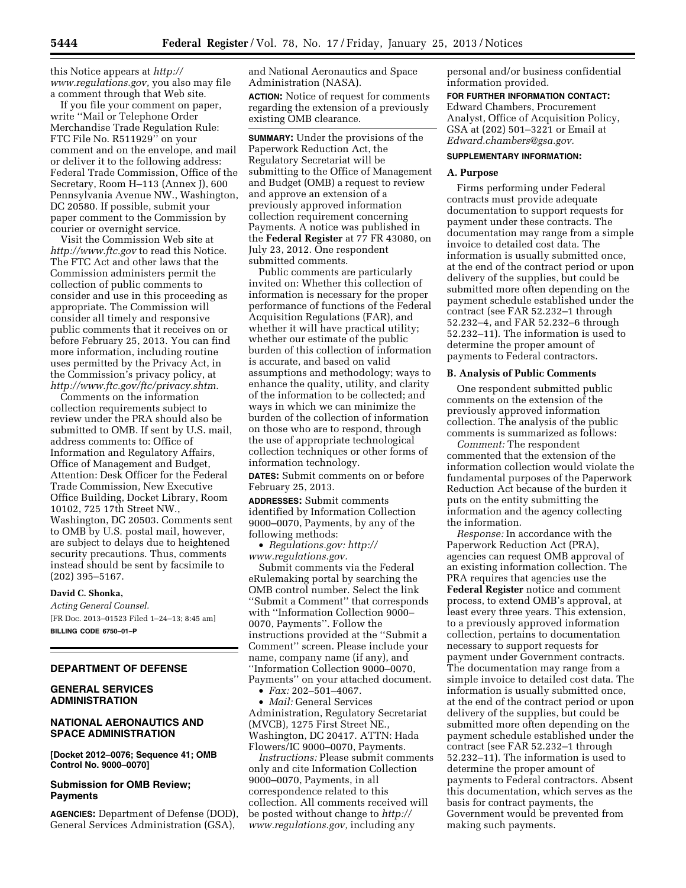this Notice appears at *http://www.regulations.gov,* you also may file a comment through that Web site.

If you file your comment on paper, write ''Mail or Telephone Order Merchandise Trade Regulation Rule: FTC File No. R511929'' on your comment and on the envelope, and mail or deliver it to the following address: Federal Trade Commission, Office of the Secretary, Room H–113 (Annex J), 600 Pennsylvania Avenue NW., Washington, DC 20580. If possible, submit your paper comment to the Commission by courier or overnight service.

Visit the Commission Web site at *http://www.ftc.gov* to read this Notice. The FTC Act and other laws that the Commission administers permit the collection of public comments to consider and use in this proceeding as appropriate. The Commission will consider all timely and responsive public comments that it receives on or before February 25, 2013. You can find more information, including routine uses permitted by the Privacy Act, in the Commission's privacy policy, at *http://www.ftc.gov/ftc/privacy.shtm.*

Comments on the information collection requirements subject to review under the PRA should also be submitted to OMB. If sent by U.S. mail, address comments to: Office of Information and Regulatory Affairs, Office of Management and Budget, Attention: Desk Officer for the Federal Trade Commission, New Executive Office Building, Docket Library, Room 10102, 725 17th Street NW., Washington, DC 20503. Comments sent to OMB by U.S. postal mail, however, are subject to delays due to heightened security precautions. Thus, comments instead should be sent by facsimile to (202) 395–5167.

**David C. Shonka,**

*Acting General Counsel.*

[FR Doc. 2013–01523 Filed 1–24–13; 8:45 am]

**BILLING CODE 6750–01–P**

## DEPARTMENT OF DEFENSE

## GENERAL SERVICES ADMINISTRATION

## NATIONAL AERONAUTICS AND SPACE ADMINISTRATION

**[Docket 2012–0076; Sequence 41; OMB Control No. 9000–0070]**

### Submission for OMB Review; Payments

**AGENCIES:** Department of Defense (DOD), General Services Administration (GSA), and National Aeronautics and Space Administration (NASA).

**ACTION:** Notice of request for comments regarding the extension of a previously existing OMB clearance.

**SUMMARY:** Under the provisions of the Paperwork Reduction Act, the Regulatory Secretariat will be submitting to the Office of Management and Budget (OMB) a request to review and approve an extension of a previously approved information collection requirement concerning Payments. A notice was published in the **Federal Register** at 77 FR 43080, on July 23, 2012. One respondent submitted comments.

Public comments are particularly invited on: Whether this collection of information is necessary for the proper performance of functions of the Federal Acquisition Regulations (FAR), and whether it will have practical utility; whether our estimate of the public burden of this collection of information is accurate, and based on valid assumptions and methodology; ways to enhance the quality, utility, and clarity of the information to be collected; and ways in which we can minimize the burden of the collection of information on those who are to respond, through the use of appropriate technological collection techniques or other forms of information technology.

**DATES:** Submit comments on or before February 25, 2013.

**ADDRESSES:** Submit comments identified by Information Collection 9000–0070, Payments, by any of the following methods:

- *Regulations.gov: http://www.regulations.gov.*

Submit comments via the Federal eRulemaking portal by searching the OMB control number. Select the link ''Submit a Comment'' that corresponds with ''Information Collection 9000–0070, Payments''. Follow the instructions provided at the ''Submit a Comment'' screen. Please include your name, company name (if any), and ''Information Collection 9000–0070, Payments'' on your attached document.

- *Fax:* 202–501–4067.
- *Mail:* General Services Administration, Regulatory Secretariat (MVCB), 1275 First Street NE., Washington, DC 20417. ATTN: Hada Flowers/IC 9000–0070, Payments.

*Instructions:* Please submit comments only and cite Information Collection 9000–0070, Payments, in all correspondence related to this collection. All comments received will be posted without change to *http://www.regulations.gov,* including any personal and/or business confidential information provided.

**FOR FURTHER INFORMATION CONTACT:** Edward Chambers, Procurement Analyst, Office of Acquisition Policy, GSA at (202) 501–3221 or Email at *Edward.chambers@gsa.gov.*

**SUPPLEMENTARY INFORMATION:**

**A. Purpose**

Firms performing under Federal contracts must provide adequate documentation to support requests for payment under these contracts. The documentation may range from a simple invoice to detailed cost data. The information is usually submitted once, at the end of the contract period or upon delivery of the supplies, but could be submitted more often depending on the payment schedule established under the contract (see FAR 52.232–1 through 52.232–4, and FAR 52.232–6 through 52.232–11). The information is used to determine the proper amount of payments to Federal contractors.

**B. Analysis of Public Comments**

One respondent submitted public comments on the extension of the previously approved information collection. The analysis of the public comments is summarized as follows:

*Comment:* The respondent commented that the extension of the information collection would violate the fundamental purposes of the Paperwork Reduction Act because of the burden it puts on the entity submitting the information and the agency collecting the information.

*Response:* In accordance with the Paperwork Reduction Act (PRA), agencies can request OMB approval of an existing information collection. The PRA requires that agencies use the **Federal Register** notice and comment process, to extend OMB's approval, at least every three years. This extension, to a previously approved information collection, pertains to documentation necessary to support requests for payment under Government contracts. The documentation may range from a simple invoice to detailed cost data. The information is usually submitted once, at the end of the contract period or upon delivery of the supplies, but could be submitted more often depending on the payment schedule established under the contract (see FAR 52.232–1 through 52.232–11). The information is used to determine the proper amount of payments to Federal contractors. Absent this documentation, which serves as the basis for contract payments, the Government would be prevented from making such payments.